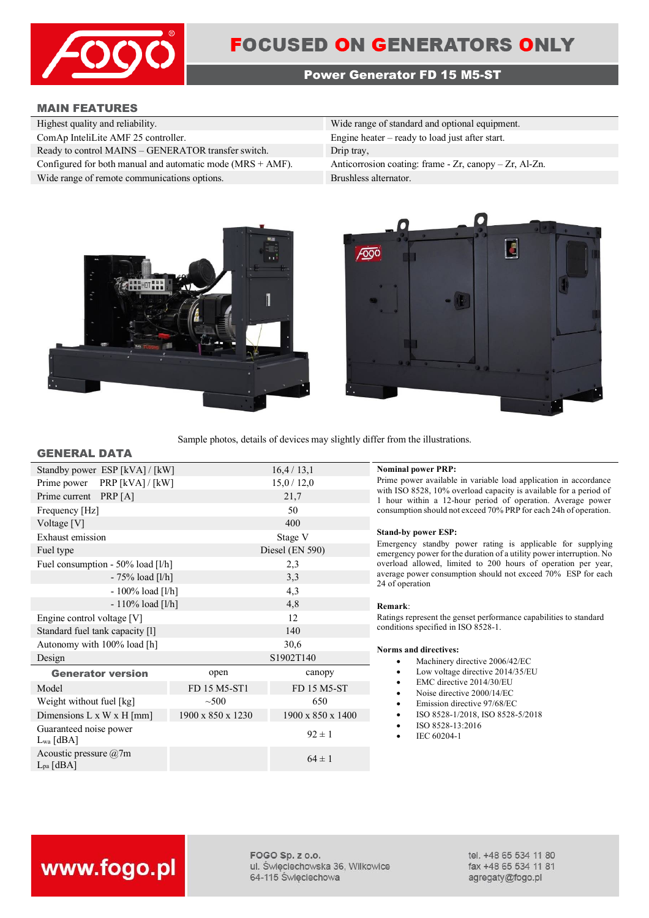# FOCUSED ON GENERATORS ONLY

## Power Generator FD 15 M5-ST

### MAIN FEATURES

| | |
|---|---|
| Highest quality and reliability. | Wide range of standard and optional equipment. |
| ComAp InteliLite AMF 25 controller. | Engine heater – ready to load just after start. |
| Ready to control MAINS – GENERATOR transfer switch. | Drip tray, |
| Configured for both manual and automatic mode (MRS + AMF). | Anticorrosion coating: frame - Zr, canopy – Zr, Al-Zn. |
| Wide range of remote communications options. | Brushless alternator. |

Sample photos, details of devices may slightly differ from the illustrations.

### GENERAL DATA

| | | |
|---|---|---|
| Standby power ESP [kVA] / [kW] | 16,4 / 13,1 | |
| Prime power PRP [kVA] / [kW] | 15,0 / 12,0 | |
| Prime current PRP [A] | 21,7 | |
| Frequency [Hz] | 50 | |
| Voltage [V] | 400 | |
| Exhaust emission | Stage V | |
| Fuel type | Diesel (EN 590) | |
| Fuel consumption - 50% load [l/h] | 2,3 | |
| - 75% load [l/h] | 3,3 | |
| - 100% load [l/h] | 4,3 | |
| - 110% load [l/h] | 4,8 | |
| Engine control voltage [V] | 12 | |
| Standard fuel tank capacity [l] | 140 | |
| Autonomy with 100% load [h] | 30,6 | |
| Design | S1902T140 | |
| **Generator version** | open | canopy |
| Model | FD 15 M5-ST1 | FD 15 M5-ST |
| Weight without fuel [kg] | ~500 | 650 |
| Dimensions L x W x H [mm] | 1900 x 850 x 1230 | 1900 x 850 x 1400 |
| Guaranteed noise power $L_{wa}$ [dBA] | | 92 ± 1 |
| Acoustic pressure @7m $L_{pa}$ [dBA] | | 64 ± 1 |

**Nominal power PRP:**
Prime power available in variable load application in accordance with ISO 8528, 10% overload capacity is available for a period of 1 hour within a 12-hour period of operation. Average power consumption should not exceed 70% PRP for each 24h of operation.

**Stand-by power ESP:**
Emergency standby power rating is applicable for supplying emergency power for the duration of a utility power interruption. No overload allowed, limited to 200 hours of operation per year, average power consumption should not exceed 70% ESP for each 24 of operation

**Remark**:
Ratings represent the genset performance capabilities to standard conditions specified in ISO 8528-1.

**Norms and directives:**

- Machinery directive 2006/42/EC
- Low voltage directive 2014/35/EU
- EMC directive 2014/30/EU
- Noise directive 2000/14/EC
- Emission directive 97/68/EC
- ISO 8528-1/2018, ISO 8528-5/2018
- ISO 8528-13:2016
- IEC 60204-1

www.fogo.pl

FOGO Sp. z o.o.
ul. Święciechowska 36, Wilkowice
64-115 Święciechowa

tel. +48 65 534 11 80
fax +48 65 534 11 81
agregaty@fogo.pl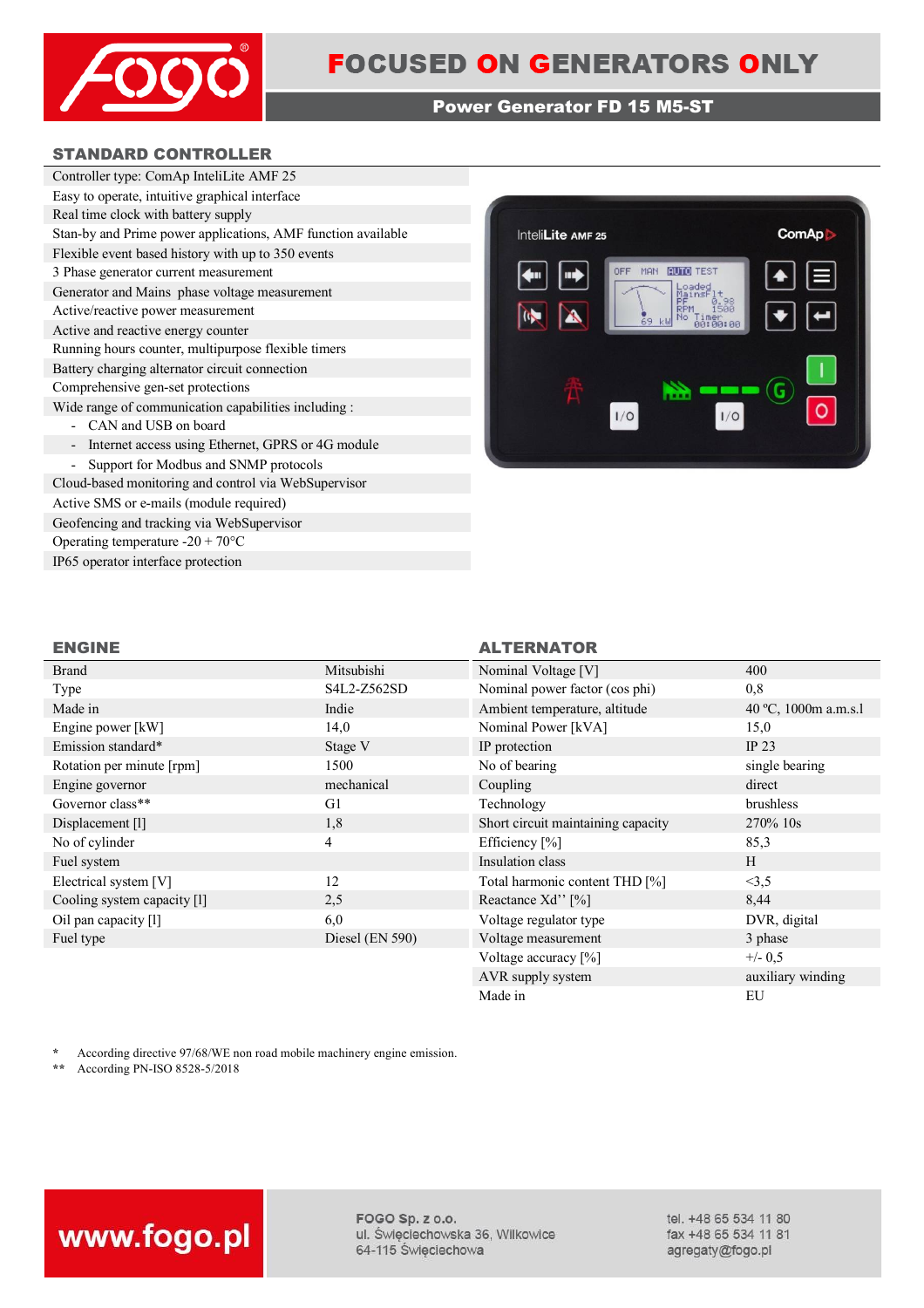## STANDARD CONTROLLER

Controller type: ComAp InteliLite AMF 25
Easy to operate, intuitive graphical interface
Real time clock with battery supply
Stan-by and Prime power applications, AMF function available
Flexible event based history with up to 350 events
3 Phase generator current measurement
Generator and Mains phase voltage measurement
Active/reactive power measurement
Active and reactive energy counter
Running hours counter, multipurpose flexible timers
Battery charging alternator circuit connection
Comprehensive gen-set protections
Wide range of communication capabilities including :

- CAN and USB on board
- Internet access using Ethernet, GPRS or 4G module
- Support for Modbus and SNMP protocols

Cloud-based monitoring and control via WebSupervisor
Active SMS or e-mails (module required)
Geofencing and tracking via WebSupervisor
Operating temperature -20 + 70°C
IP65 operator interface protection

## ENGINE

| | |
|---|---|
| Brand | Mitsubishi |
| Type | S4L2-Z562SD |
| Made in | Indie |
| Engine power [kW] | 14,0 |
| Emission standard* | Stage V |
| Rotation per minute [rpm] | 1500 |
| Engine governor | mechanical |
| Governor class** | G1 |
| Displacement [l] | 1,8 |
| No of cylinder | 4 |
| Fuel system | |
| Electrical system [V] | 12 |
| Cooling system capacity [l] | 2,5 |
| Oil pan capacity [l] | 6,0 |
| Fuel type | Diesel (EN 590) |

## ALTERNATOR

| | |
|---|---|
| Nominal Voltage [V] | 400 |
| Nominal power factor (cos phi) | 0,8 |
| Ambient temperature, altitude | 40 ºC, 1000m a.m.s.l |
| Nominal Power [kVA] | 15,0 |
| IP protection | IP 23 |
| No of bearing | single bearing |
| Coupling | direct |
| Technology | brushless |
| Short circuit maintaining capacity | 270% 10s |
| Efficiency [%] | 85,3 |
| Insulation class | H |
| Total harmonic content THD [%] | <3,5 |
| Reactance Xd'' [%] | 8,44 |
| Voltage regulator type | DVR, digital |
| Voltage measurement | 3 phase |
| Voltage accuracy [%] | +/- 0,5 |
| AVR supply system | auxiliary winding |
| Made in | EU |

* According directive 97/68/WE non road mobile machinery engine emission.
** According PN-ISO 8528-5/2018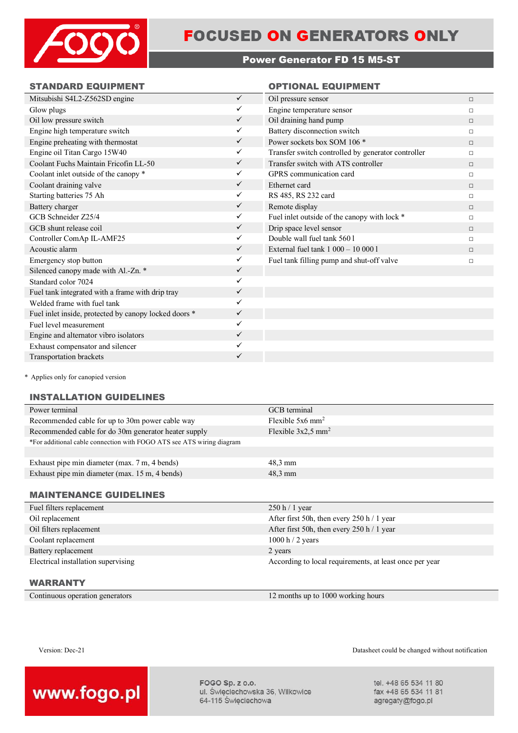# FOCUSED ON GENERATORS ONLY

## Power Generator FD 15 M5-ST

| STANDARD EQUIPMENT | | OPTIONAL EQUIPMENT | |
|---|---|---|---|
| Mitsubishi S4L2-Z562SD engine | ✓ | Oil pressure sensor | □ |
| Glow plugs | ✓ | Engine temperature sensor | □ |
| Oil low pressure switch | ✓ | Oil draining hand pump | □ |
| Engine high temperature switch | ✓ | Battery disconnection switch | □ |
| Engine preheating with thermostat | ✓ | Power sockets box SOM 106 * | □ |
| Engine oil Titan Cargo 15W40 | ✓ | Transfer switch controlled by generator controller | □ |
| Coolant Fuchs Maintain Fricofin LL-50 | ✓ | Transfer switch with ATS controller | □ |
| Coolant inlet outside of the canopy * | ✓ | GPRS communication card | □ |
| Coolant draining valve | ✓ | Ethernet card | □ |
| Starting batteries 75 Ah | ✓ | RS 485, RS 232 card | □ |
| Battery charger | ✓ | Remote display | □ |
| GCB Schneider Z25/4 | ✓ | Fuel inlet outside of the canopy with lock * | □ |
| GCB shunt release coil | ✓ | Drip space level sensor | □ |
| Controller ComAp IL-AMF25 | ✓ | Double wall fuel tank 560 l | □ |
| Acoustic alarm | ✓ | External fuel tank 1 000 – 10 000 l | □ |
| Emergency stop button | ✓ | Fuel tank filling pump and shut-off valve | □ |
| Silenced canopy made with Al.-Zn. * | ✓ | | |
| Standard color 7024 | ✓ | | |
| Fuel tank integrated with a frame with drip tray | ✓ | | |
| Welded frame with fuel tank | ✓ | | |
| Fuel inlet inside, protected by canopy locked doors * | ✓ | | |
| Fuel level measurement | ✓ | | |
| Engine and alternator vibro isolators | ✓ | | |
| Exhaust compensator and silencer | ✓ | | |
| Transportation brackets | ✓ | | |

\* Applies only for canopied version

## INSTALLATION GUIDELINES

| | |
|---|---|
| Power terminal | GCB terminal |
| Recommended cable for up to 30m power cable way | Flexible 5x6 $mm^2$ |
| Recommended cable for do 30m generator heater supply | Flexible 3x2,5 $mm^2$ |
| *For additional cable connection with FOGO ATS see ATS wiring diagram | |
| | |
| Exhaust pipe min diameter (max. 7 m, 4 bends) | 48,3 mm |
| Exhaust pipe min diameter (max. 15 m, 4 bends) | 48,3 mm |

## MAINTENANCE GUIDELINES

| | |
|---|---|
| Fuel filters replacement | 250 h / 1 year |
| Oil replacement | After first 50h, then every 250 h / 1 year |
| Oil filters replacement | After first 50h, then every 250 h / 1 year |
| Coolant replacement | 1000 h / 2 years |
| Battery replacement | 2 years |
| Electrical installation supervising | According to local requirements, at least once per year |

## WARRANTY

| | |
|---|---|
| Continuous operation generators | 12 months up to 1000 working hours |

Version: Dec-21

Datasheet could be changed without notification

www.fogo.pl

FOGO Sp. z o.o.
ul. Święciechowska 36, Wilkowice
64-115 Święciechowa

tel. +48 65 534 11 80
fax +48 65 534 11 81
agregaty@fogo.pl